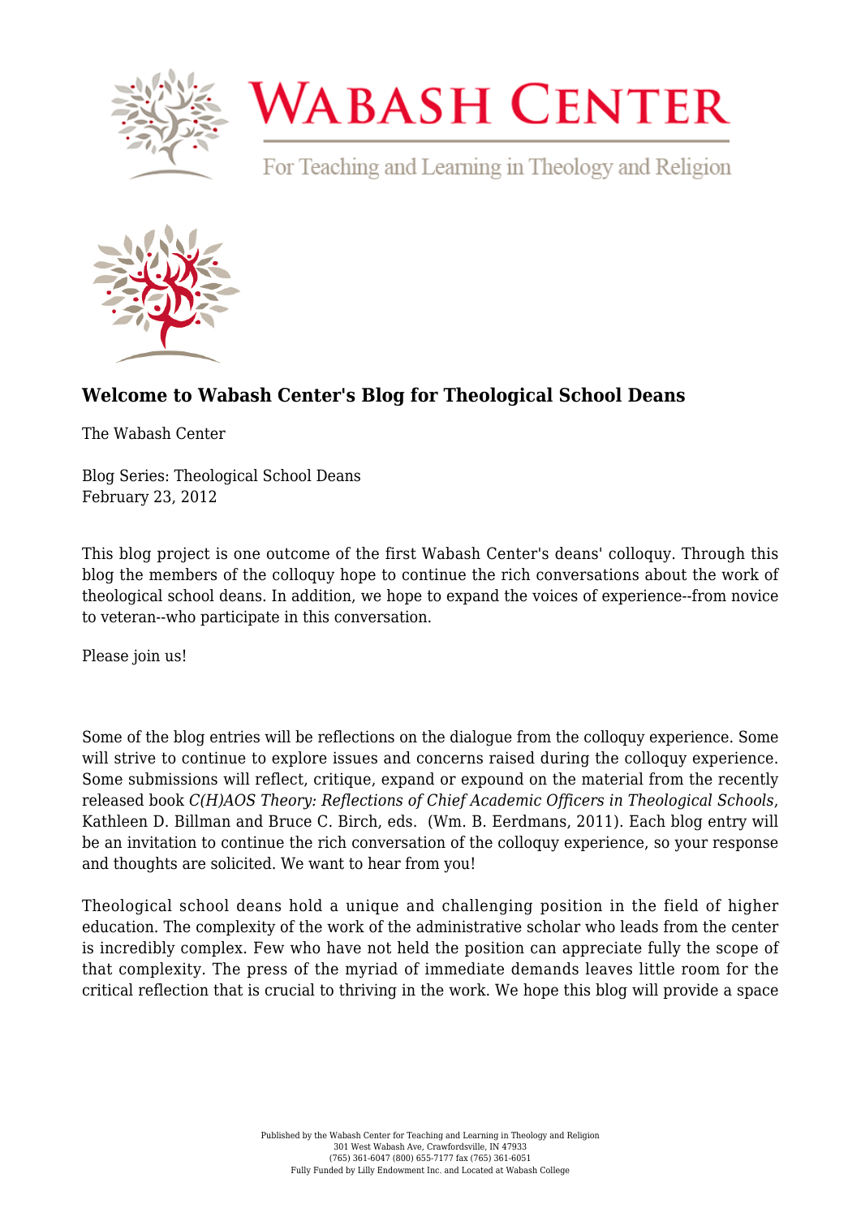# Wabash Center

For Teaching and Learning in Theology and Religion

## Welcome to Wabash Center's Blog for Theological School Deans

The Wabash Center

Blog Series: Theological School Deans
February 23, 2012

This blog project is one outcome of the first Wabash Center's deans' colloquy. Through this blog the members of the colloquy hope to continue the rich conversations about the work of theological school deans. In addition, we hope to expand the voices of experience--from novice to veteran--who participate in this conversation.

Please join us!

Some of the blog entries will be reflections on the dialogue from the colloquy experience. Some will strive to continue to explore issues and concerns raised during the colloquy experience. Some submissions will reflect, critique, expand or expound on the material from the recently released book *C(H)AOS Theory: Reflections of Chief Academic Officers in Theological Schools*, Kathleen D. Billman and Bruce C. Birch, eds. (Wm. B. Eerdmans, 2011). Each blog entry will be an invitation to continue the rich conversation of the colloquy experience, so your response and thoughts are solicited. We want to hear from you!

Theological school deans hold a unique and challenging position in the field of higher education. The complexity of the work of the administrative scholar who leads from the center is incredibly complex. Few who have not held the position can appreciate fully the scope of that complexity. The press of the myriad of immediate demands leaves little room for the critical reflection that is crucial to thriving in the work. We hope this blog will provide a space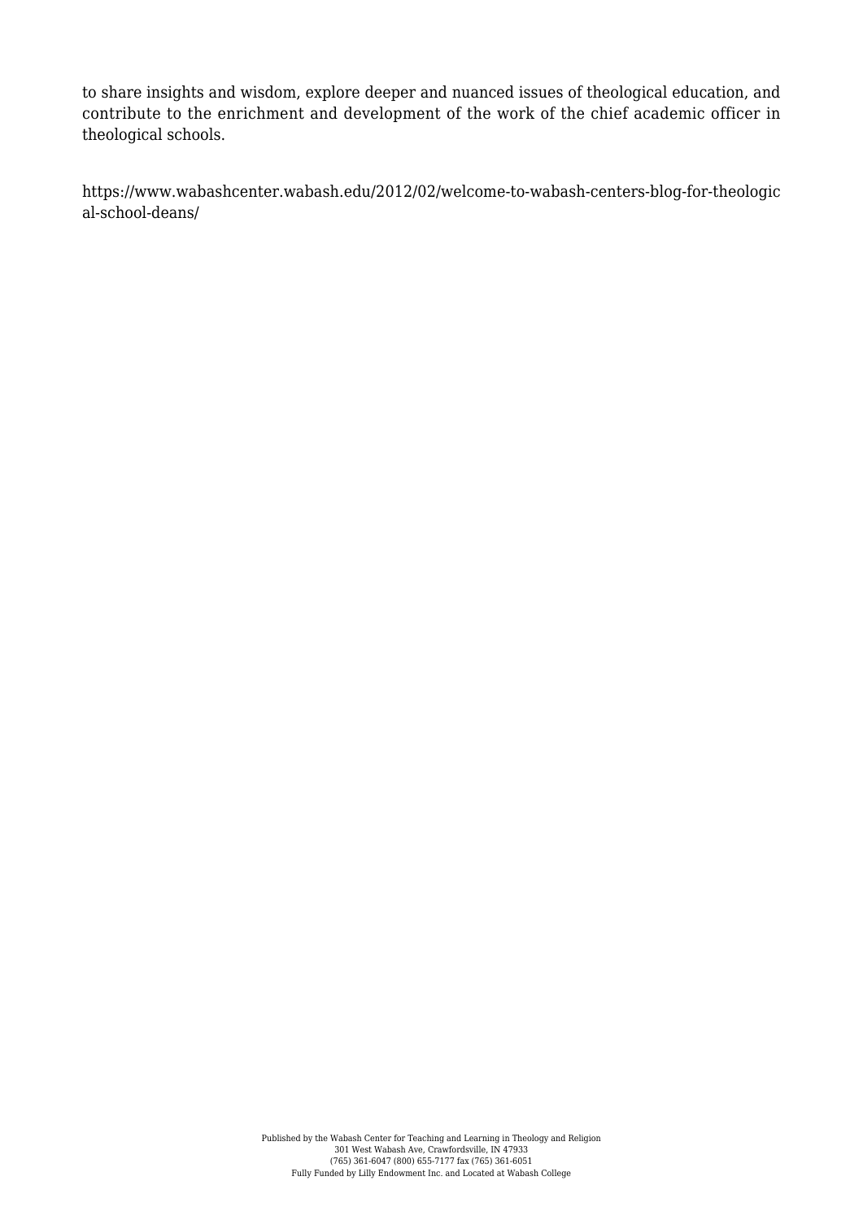to share insights and wisdom, explore deeper and nuanced issues of theological education, and contribute to the enrichment and development of the work of the chief academic officer in theological schools.

https://www.wabashcenter.wabash.edu/2012/02/welcome-to-wabash-centers-blog-for-theological-school-deans/